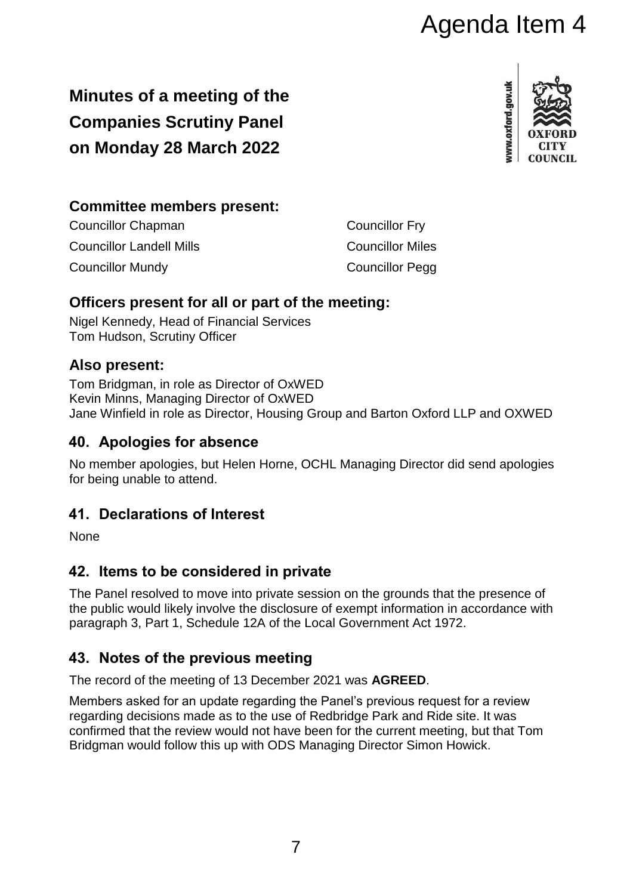Agenda Item 4

# Minutes of a meeting of the Companies Scrutiny Panel on Monday 28 March 2022

## Committee members present:

Councillor Chapman
Councillor Fry
Councillor Landell Mills
Councillor Miles
Councillor Mundy
Councillor Pegg

## Officers present for all or part of the meeting:

Nigel Kennedy, Head of Financial Services
Tom Hudson, Scrutiny Officer

## Also present:

Tom Bridgman, in role as Director of OxWED
Kevin Minns, Managing Director of OxWED
Jane Winfield in role as Director, Housing Group and Barton Oxford LLP and OXWED

## 40. Apologies for absence

No member apologies, but Helen Horne, OCHL Managing Director did send apologies for being unable to attend.

## 41. Declarations of Interest

None

## 42. Items to be considered in private

The Panel resolved to move into private session on the grounds that the presence of the public would likely involve the disclosure of exempt information in accordance with paragraph 3, Part 1, Schedule 12A of the Local Government Act 1972.

## 43. Notes of the previous meeting

The record of the meeting of 13 December 2021 was **AGREED**.

Members asked for an update regarding the Panel's previous request for a review regarding decisions made as to the use of Redbridge Park and Ride site. It was confirmed that the review would not have been for the current meeting, but that Tom Bridgman would follow this up with ODS Managing Director Simon Howick.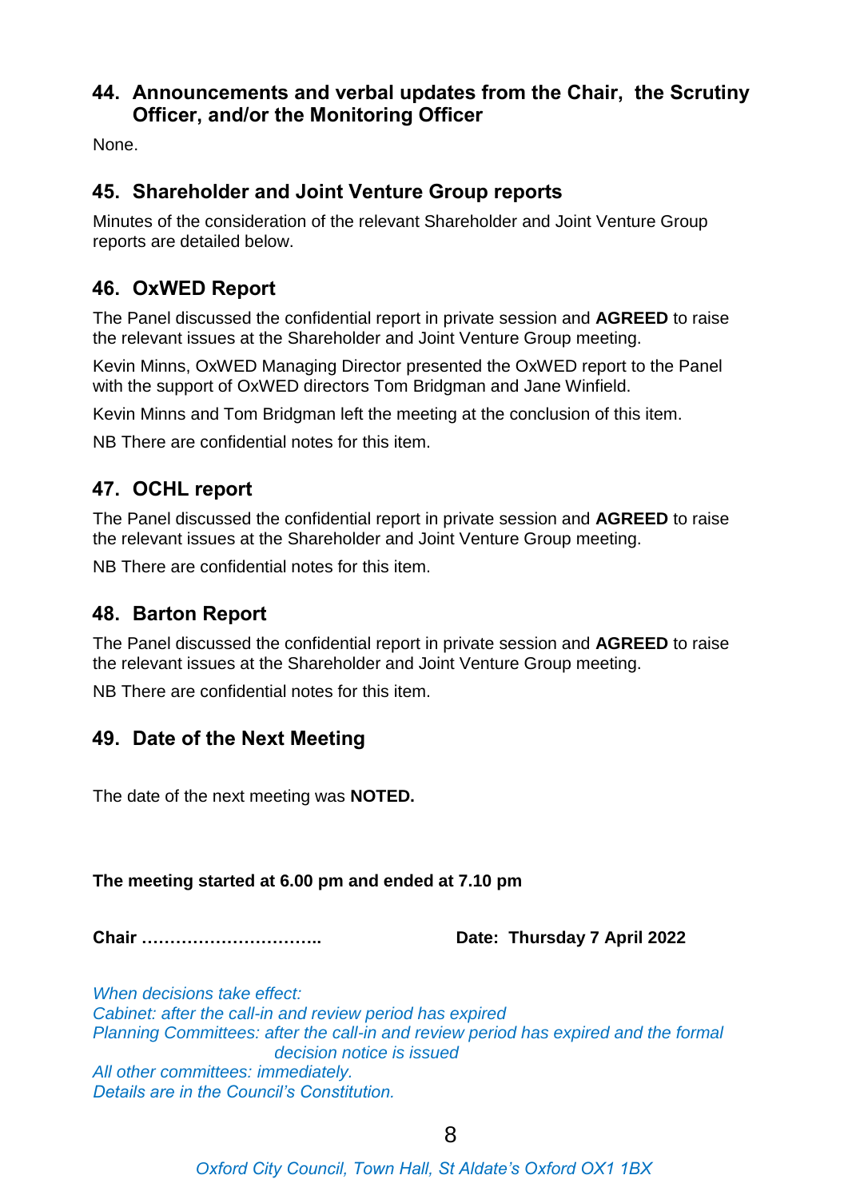## 44. Announcements and verbal updates from the Chair, the Scrutiny Officer, and/or the Monitoring Officer

None.

## 45. Shareholder and Joint Venture Group reports

Minutes of the consideration of the relevant Shareholder and Joint Venture Group reports are detailed below.

## 46. OxWED Report

The Panel discussed the confidential report in private session and **AGREED** to raise the relevant issues at the Shareholder and Joint Venture Group meeting.

Kevin Minns, OxWED Managing Director presented the OxWED report to the Panel with the support of OxWED directors Tom Bridgman and Jane Winfield.

Kevin Minns and Tom Bridgman left the meeting at the conclusion of this item.

NB There are confidential notes for this item.

## 47. OCHL report

The Panel discussed the confidential report in private session and **AGREED** to raise the relevant issues at the Shareholder and Joint Venture Group meeting.

NB There are confidential notes for this item.

## 48. Barton Report

The Panel discussed the confidential report in private session and **AGREED** to raise the relevant issues at the Shareholder and Joint Venture Group meeting.

NB There are confidential notes for this item.

## 49. Date of the Next Meeting

The date of the next meeting was **NOTED.**

**The meeting started at 6.00 pm and ended at 7.10 pm**

**Chair …………………………..** **Date: Thursday 7 April 2022**

*When decisions take effect:*
*Cabinet: after the call-in and review period has expired*
*Planning Committees: after the call-in and review period has expired and the formal decision notice is issued*
*All other committees: immediately.*
*Details are in the Council's Constitution.*

*Oxford City Council, Town Hall, St Aldate's Oxford OX1 1BX*